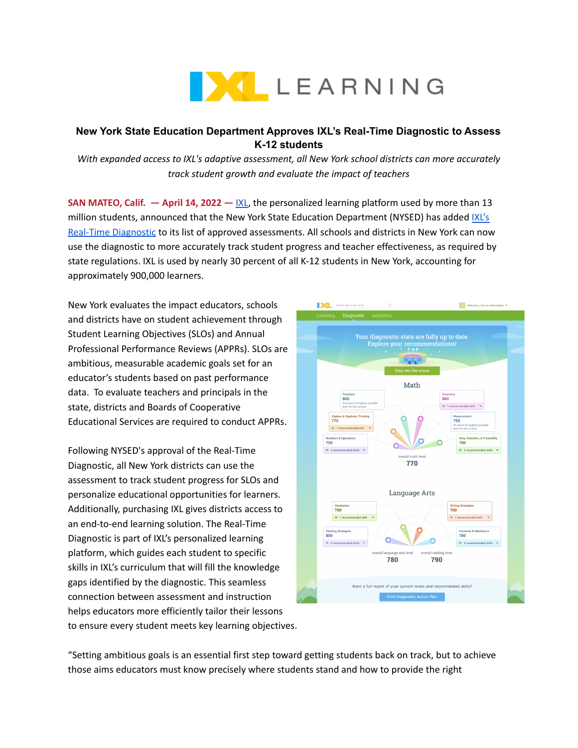# New York State Education Department Approves IXL's Real-Time Diagnostic to Assess K-12 students

*With expanded access to IXL's adaptive assessment, all New York school districts can more accurately track student growth and evaluate the impact of teachers*

**SAN MATEO, Calif. — April 14, 2022 —** IXL, the personalized learning platform used by more than 13 million students, announced that the New York State Education Department (NYSED) has added IXL's Real-Time Diagnostic to its list of approved assessments. All schools and districts in New York can now use the diagnostic to more accurately track student progress and teacher effectiveness, as required by state regulations. IXL is used by nearly 30 percent of all K-12 students in New York, accounting for approximately 900,000 learners.

New York evaluates the impact educators, schools and districts have on student achievement through Student Learning Objectives (SLOs) and Annual Professional Performance Reviews (APPRs). SLOs are ambitious, measurable academic goals set for an educator's students based on past performance data. To evaluate teachers and principals in the state, districts and Boards of Cooperative Educational Services are required to conduct APPRs.

Following NYSED's approval of the Real-Time Diagnostic, all New York districts can use the assessment to track student progress for SLOs and personalize educational opportunities for learners. Additionally, purchasing IXL gives districts access to an end-to-end learning solution. The Real-Time Diagnostic is part of IXL's personalized learning platform, which guides each student to specific skills in IXL's curriculum that will fill the knowledge gaps identified by the diagnostic. This seamless connection between assessment and instruction helps educators more efficiently tailor their lessons to ensure every student meets key learning objectives.

"Setting ambitious goals is an essential first step toward getting students back on track, but to achieve those aims educators must know precisely where students stand and how to provide the right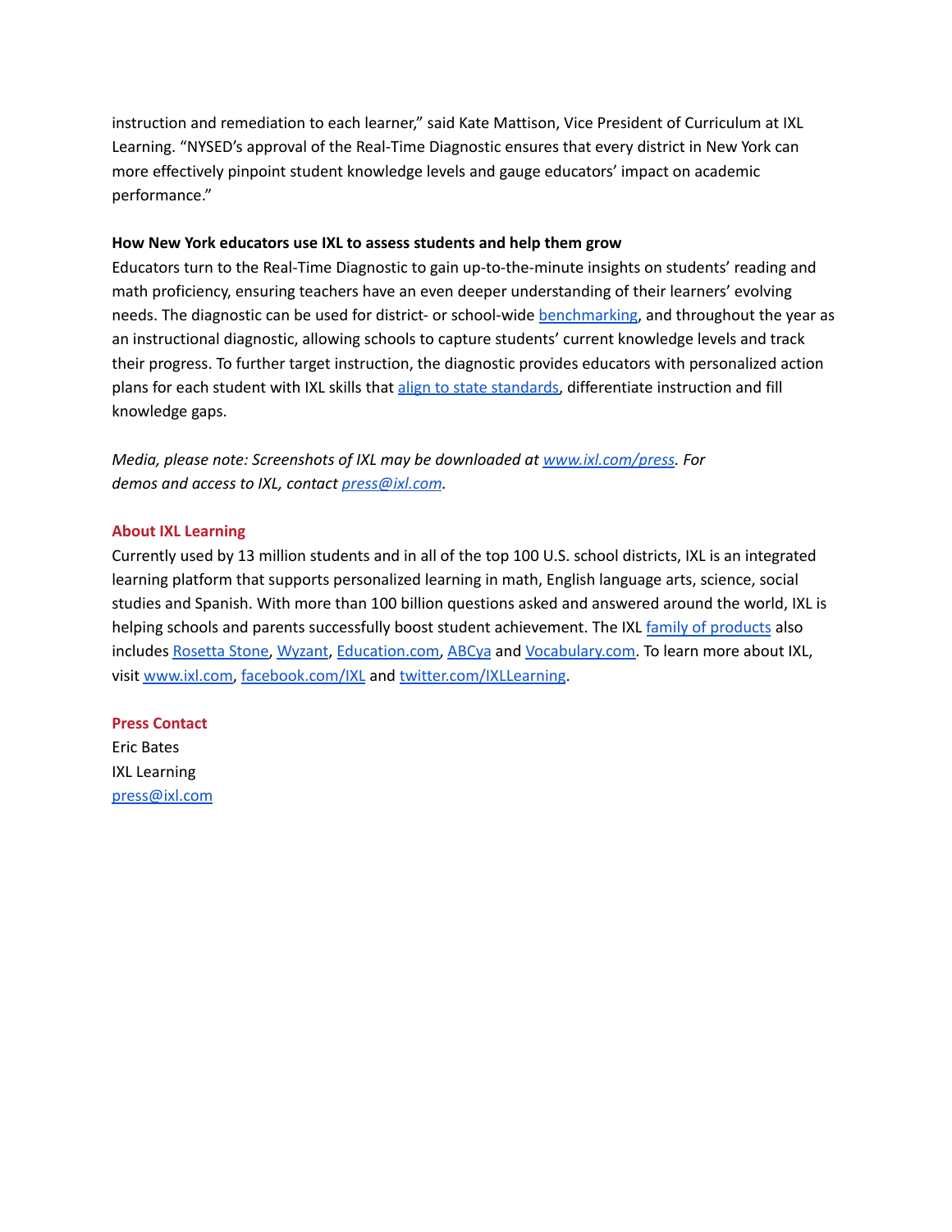instruction and remediation to each learner," said Kate Mattison, Vice President of Curriculum at IXL Learning. "NYSED's approval of the Real-Time Diagnostic ensures that every district in New York can more effectively pinpoint student knowledge levels and gauge educators' impact on academic performance."

**How New York educators use IXL to assess students and help them grow**

Educators turn to the Real-Time Diagnostic to gain up-to-the-minute insights on students' reading and math proficiency, ensuring teachers have an even deeper understanding of their learners' evolving needs. The diagnostic can be used for district- or school-wide benchmarking, and throughout the year as an instructional diagnostic, allowing schools to capture students' current knowledge levels and track their progress. To further target instruction, the diagnostic provides educators with personalized action plans for each student with IXL skills that align to state standards, differentiate instruction and fill knowledge gaps.

*Media, please note: Screenshots of IXL may be downloaded at www.ixl.com/press. For demos and access to IXL, contact press@ixl.com.*

## About IXL Learning

Currently used by 13 million students and in all of the top 100 U.S. school districts, IXL is an integrated learning platform that supports personalized learning in math, English language arts, science, social studies and Spanish. With more than 100 billion questions asked and answered around the world, IXL is helping schools and parents successfully boost student achievement. The IXL family of products also includes Rosetta Stone, Wyzant, Education.com, ABCya and Vocabulary.com. To learn more about IXL, visit www.ixl.com, facebook.com/IXL and twitter.com/IXLLearning.

## Press Contact

Eric Bates
IXL Learning
press@ixl.com